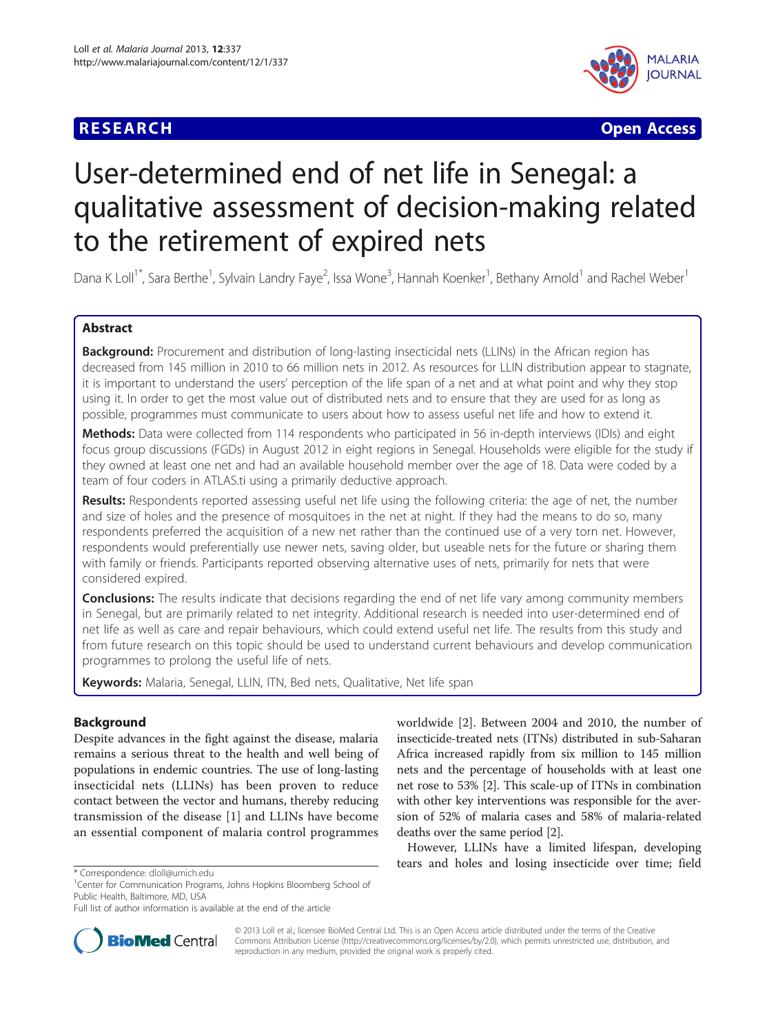RESEARCH Open Access

# User-determined end of net life in Senegal: a qualitative assessment of decision-making related to the retirement of expired nets

Dana K Loll[1*], Sara Berthe[1], Sylvain Landry Faye[2], Issa Wone[3], Hannah Koenker[1], Bethany Arnold[1] and Rachel Weber[1]

## Abstract

**Background:** Procurement and distribution of long-lasting insecticidal nets (LLINs) in the African region has decreased from 145 million in 2010 to 66 million nets in 2012. As resources for LLIN distribution appear to stagnate, it is important to understand the users' perception of the life span of a net and at what point and why they stop using it. In order to get the most value out of distributed nets and to ensure that they are used for as long as possible, programmes must communicate to users about how to assess useful net life and how to extend it.

**Methods:** Data were collected from 114 respondents who participated in 56 in-depth interviews (IDIs) and eight focus group discussions (FGDs) in August 2012 in eight regions in Senegal. Households were eligible for the study if they owned at least one net and had an available household member over the age of 18. Data were coded by a team of four coders in ATLAS.ti using a primarily deductive approach.

**Results:** Respondents reported assessing useful net life using the following criteria: the age of net, the number and size of holes and the presence of mosquitoes in the net at night. If they had the means to do so, many respondents preferred the acquisition of a new net rather than the continued use of a very torn net. However, respondents would preferentially use newer nets, saving older, but useable nets for the future or sharing them with family or friends. Participants reported observing alternative uses of nets, primarily for nets that were considered expired.

**Conclusions:** The results indicate that decisions regarding the end of net life vary among community members in Senegal, but are primarily related to net integrity. Additional research is needed into user-determined end of net life as well as care and repair behaviours, which could extend useful net life. The results from this study and from future research on this topic should be used to understand current behaviours and develop communication programmes to prolong the useful life of nets.

**Keywords:** Malaria, Senegal, LLIN, ITN, Bed nets, Qualitative, Net life span

## Background

Despite advances in the fight against the disease, malaria remains a serious threat to the health and well being of populations in endemic countries. The use of long-lasting insecticidal nets (LLINs) has been proven to reduce contact between the vector and humans, thereby reducing transmission of the disease [1] and LLINs have become an essential component of malaria control programmes worldwide [2]. Between 2004 and 2010, the number of insecticide-treated nets (ITNs) distributed in sub-Saharan Africa increased rapidly from six million to 145 million nets and the percentage of households with at least one net rose to 53% [2]. This scale-up of ITNs in combination with other key interventions was responsible for the aversion of 52% of malaria cases and 58% of malaria-related deaths over the same period [2].

However, LLINs have a limited lifespan, developing tears and holes and losing insecticide over time; field

\* Correspondence: dloll@umich.edu
[1]Center for Communication Programs, Johns Hopkins Bloomberg School of Public Health, Baltimore, MD, USA
Full list of author information is available at the end of the article

© 2013 Loll et al.; licensee BioMed Central Ltd. This is an Open Access article distributed under the terms of the Creative Commons Attribution License (http://creativecommons.org/licenses/by/2.0), which permits unrestricted use, distribution, and reproduction in any medium, provided the original work is properly cited.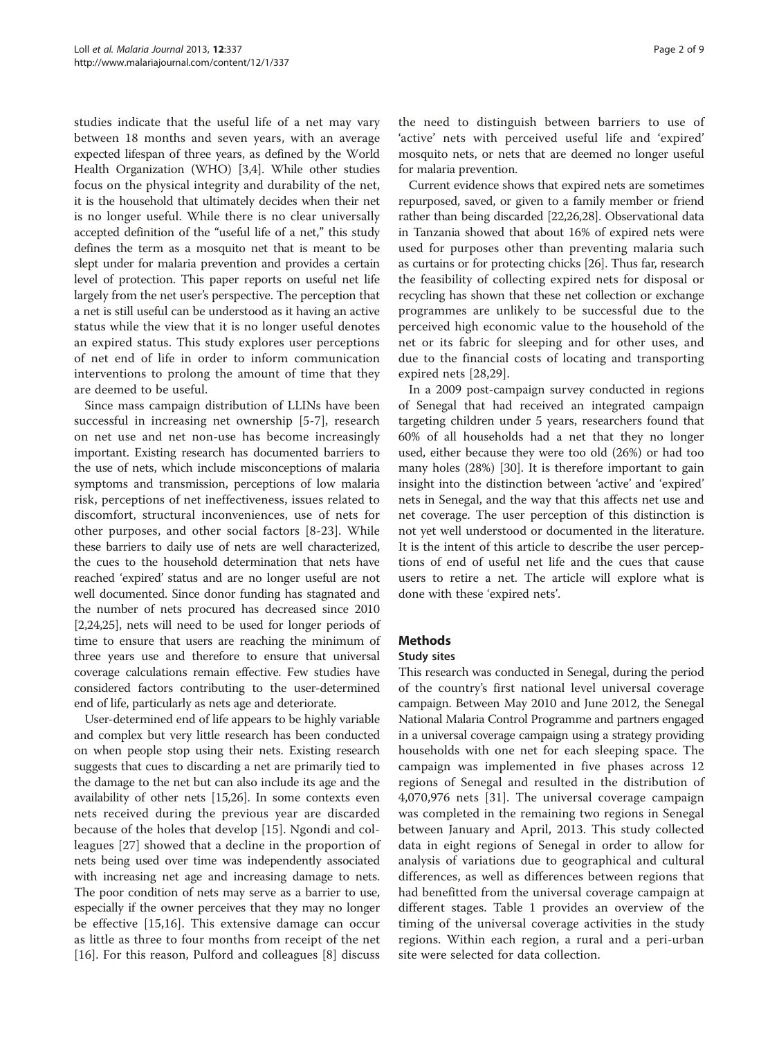studies indicate that the useful life of a net may vary between 18 months and seven years, with an average expected lifespan of three years, as defined by the World Health Organization (WHO) [3,4]. While other studies focus on the physical integrity and durability of the net, it is the household that ultimately decides when their net is no longer useful. While there is no clear universally accepted definition of the "useful life of a net," this study defines the term as a mosquito net that is meant to be slept under for malaria prevention and provides a certain level of protection. This paper reports on useful net life largely from the net user's perspective. The perception that a net is still useful can be understood as it having an active status while the view that it is no longer useful denotes an expired status. This study explores user perceptions of net end of life in order to inform communication interventions to prolong the amount of time that they are deemed to be useful.

Since mass campaign distribution of LLINs have been successful in increasing net ownership [5-7], research on net use and net non-use has become increasingly important. Existing research has documented barriers to the use of nets, which include misconceptions of malaria symptoms and transmission, perceptions of low malaria risk, perceptions of net ineffectiveness, issues related to discomfort, structural inconveniences, use of nets for other purposes, and other social factors [8-23]. While these barriers to daily use of nets are well characterized, the cues to the household determination that nets have reached 'expired' status and are no longer useful are not well documented. Since donor funding has stagnated and the number of nets procured has decreased since 2010 [2,24,25], nets will need to be used for longer periods of time to ensure that users are reaching the minimum of three years use and therefore to ensure that universal coverage calculations remain effective. Few studies have considered factors contributing to the user-determined end of life, particularly as nets age and deteriorate.

User-determined end of life appears to be highly variable and complex but very little research has been conducted on when people stop using their nets. Existing research suggests that cues to discarding a net are primarily tied to the damage to the net but can also include its age and the availability of other nets [15,26]. In some contexts even nets received during the previous year are discarded because of the holes that develop [15]. Ngondi and colleagues [27] showed that a decline in the proportion of nets being used over time was independently associated with increasing net age and increasing damage to nets. The poor condition of nets may serve as a barrier to use, especially if the owner perceives that they may no longer be effective [15,16]. This extensive damage can occur as little as three to four months from receipt of the net [16]. For this reason, Pulford and colleagues [8] discuss the need to distinguish between barriers to use of 'active' nets with perceived useful life and 'expired' mosquito nets, or nets that are deemed no longer useful for malaria prevention.

Current evidence shows that expired nets are sometimes repurposed, saved, or given to a family member or friend rather than being discarded [22,26,28]. Observational data in Tanzania showed that about 16% of expired nets were used for purposes other than preventing malaria such as curtains or for protecting chicks [26]. Thus far, research the feasibility of collecting expired nets for disposal or recycling has shown that these net collection or exchange programmes are unlikely to be successful due to the perceived high economic value to the household of the net or its fabric for sleeping and for other uses, and due to the financial costs of locating and transporting expired nets [28,29].

In a 2009 post-campaign survey conducted in regions of Senegal that had received an integrated campaign targeting children under 5 years, researchers found that 60% of all households had a net that they no longer used, either because they were too old (26%) or had too many holes (28%) [30]. It is therefore important to gain insight into the distinction between 'active' and 'expired' nets in Senegal, and the way that this affects net use and net coverage. The user perception of this distinction is not yet well understood or documented in the literature. It is the intent of this article to describe the user perceptions of end of useful net life and the cues that cause users to retire a net. The article will explore what is done with these 'expired nets'.

## Methods

### Study sites

This research was conducted in Senegal, during the period of the country's first national level universal coverage campaign. Between May 2010 and June 2012, the Senegal National Malaria Control Programme and partners engaged in a universal coverage campaign using a strategy providing households with one net for each sleeping space. The campaign was implemented in five phases across 12 regions of Senegal and resulted in the distribution of 4,070,976 nets [31]. The universal coverage campaign was completed in the remaining two regions in Senegal between January and April, 2013. This study collected data in eight regions of Senegal in order to allow for analysis of variations due to geographical and cultural differences, as well as differences between regions that had benefitted from the universal coverage campaign at different stages. Table 1 provides an overview of the timing of the universal coverage activities in the study regions. Within each region, a rural and a peri-urban site were selected for data collection.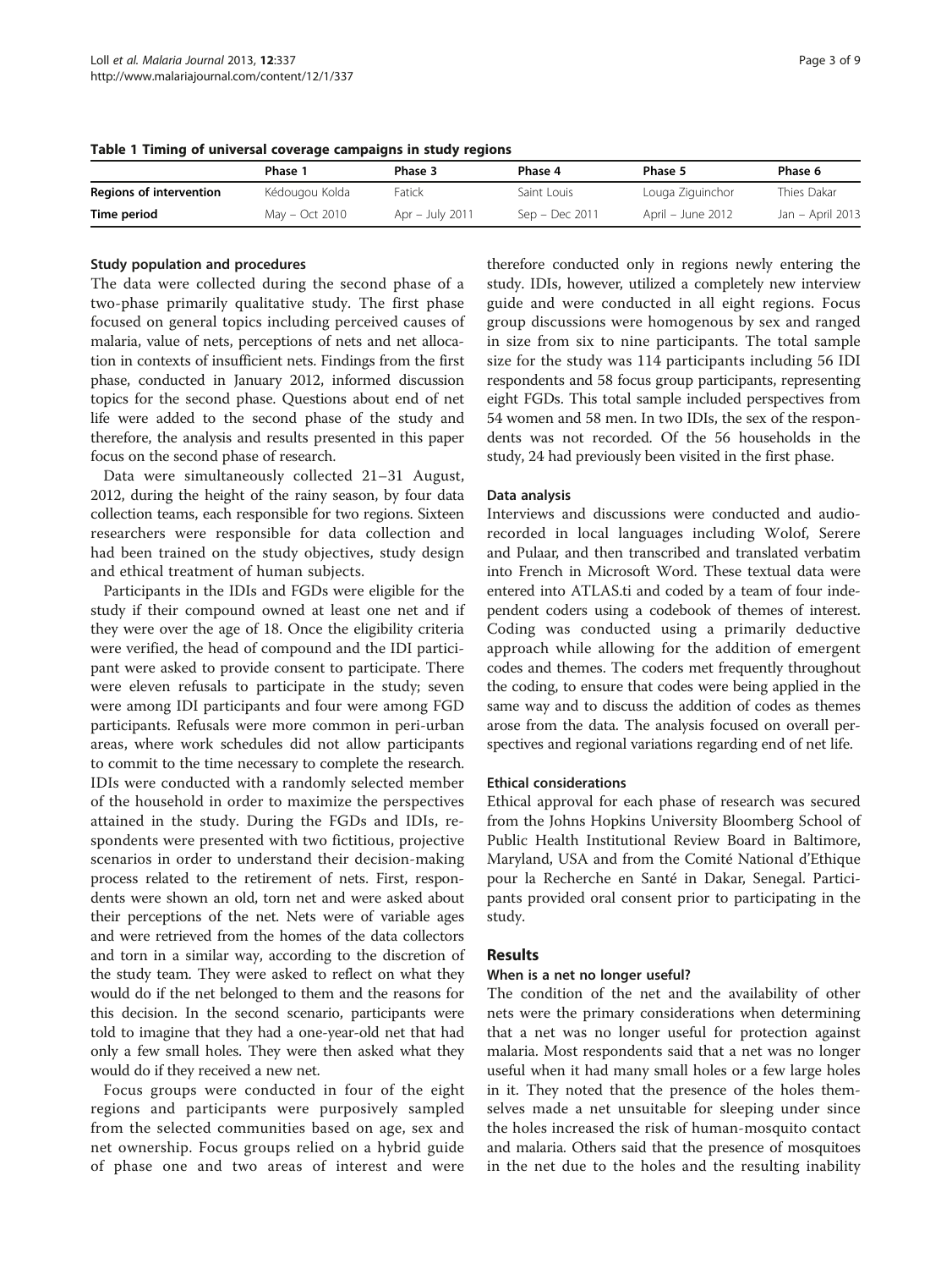**Table 1 Timing of universal coverage campaigns in study regions**

| | Phase 1 | Phase 3 | Phase 4 | Phase 5 | Phase 6 |
|---|---|---|---|---|---|
| **Regions of intervention** | Kédougou Kolda | Fatick | Saint Louis | Louga Ziguinchor | Thies Dakar |
| **Time period** | May – Oct 2010 | Apr – July 2011 | Sep – Dec 2011 | April – June 2012 | Jan – April 2013 |

### Study population and procedures

The data were collected during the second phase of a two-phase primarily qualitative study. The first phase focused on general topics including perceived causes of malaria, value of nets, perceptions of nets and net allocation in contexts of insufficient nets. Findings from the first phase, conducted in January 2012, informed discussion topics for the second phase. Questions about end of net life were added to the second phase of the study and therefore, the analysis and results presented in this paper focus on the second phase of research.

Data were simultaneously collected 21–31 August, 2012, during the height of the rainy season, by four data collection teams, each responsible for two regions. Sixteen researchers were responsible for data collection and had been trained on the study objectives, study design and ethical treatment of human subjects.

Participants in the IDIs and FGDs were eligible for the study if their compound owned at least one net and if they were over the age of 18. Once the eligibility criteria were verified, the head of compound and the IDI participant were asked to provide consent to participate. There were eleven refusals to participate in the study; seven were among IDI participants and four were among FGD participants. Refusals were more common in peri-urban areas, where work schedules did not allow participants to commit to the time necessary to complete the research. IDIs were conducted with a randomly selected member of the household in order to maximize the perspectives attained in the study. During the FGDs and IDIs, respondents were presented with two fictitious, projective scenarios in order to understand their decision-making process related to the retirement of nets. First, respondents were shown an old, torn net and were asked about their perceptions of the net. Nets were of variable ages and were retrieved from the homes of the data collectors and torn in a similar way, according to the discretion of the study team. They were asked to reflect on what they would do if the net belonged to them and the reasons for this decision. In the second scenario, participants were told to imagine that they had a one-year-old net that had only a few small holes. They were then asked what they would do if they received a new net.

Focus groups were conducted in four of the eight regions and participants were purposively sampled from the selected communities based on age, sex and net ownership. Focus groups relied on a hybrid guide of phase one and two areas of interest and were therefore conducted only in regions newly entering the study. IDIs, however, utilized a completely new interview guide and were conducted in all eight regions. Focus group discussions were homogenous by sex and ranged in size from six to nine participants. The total sample size for the study was 114 participants including 56 IDI respondents and 58 focus group participants, representing eight FGDs. This total sample included perspectives from 54 women and 58 men. In two IDIs, the sex of the respondents was not recorded. Of the 56 households in the study, 24 had previously been visited in the first phase.

### Data analysis

Interviews and discussions were conducted and audio-recorded in local languages including Wolof, Serere and Pulaar, and then transcribed and translated verbatim into French in Microsoft Word. These textual data were entered into ATLAS.ti and coded by a team of four independent coders using a codebook of themes of interest. Coding was conducted using a primarily deductive approach while allowing for the addition of emergent codes and themes. The coders met frequently throughout the coding, to ensure that codes were being applied in the same way and to discuss the addition of codes as themes arose from the data. The analysis focused on overall perspectives and regional variations regarding end of net life.

### Ethical considerations

Ethical approval for each phase of research was secured from the Johns Hopkins University Bloomberg School of Public Health Institutional Review Board in Baltimore, Maryland, USA and from the Comité National d'Ethique pour la Recherche en Santé in Dakar, Senegal. Participants provided oral consent prior to participating in the study.

## Results

### When is a net no longer useful?

The condition of the net and the availability of other nets were the primary considerations when determining that a net was no longer useful for protection against malaria. Most respondents said that a net was no longer useful when it had many small holes or a few large holes in it. They noted that the presence of the holes themselves made a net unsuitable for sleeping under since the holes increased the risk of human-mosquito contact and malaria. Others said that the presence of mosquitoes in the net due to the holes and the resulting inability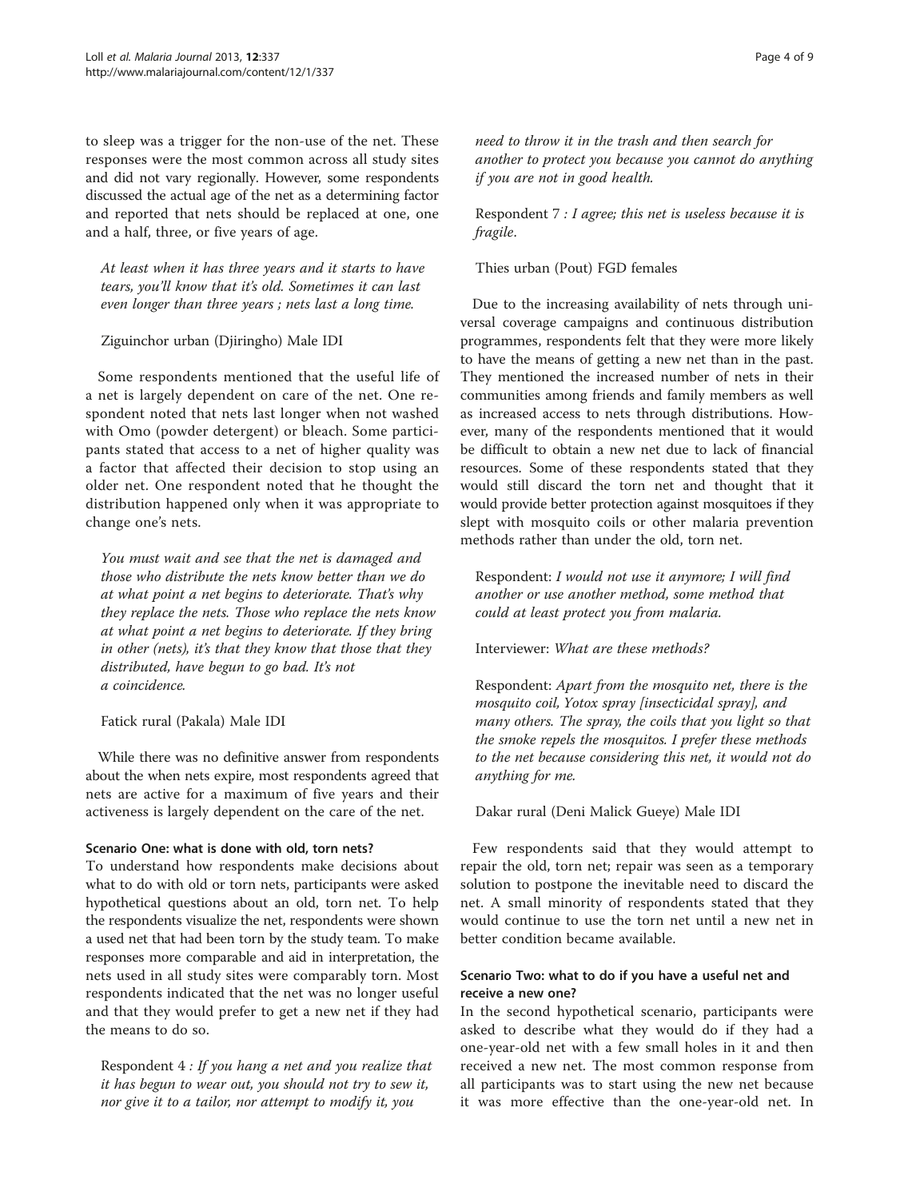to sleep was a trigger for the non-use of the net. These responses were the most common across all study sites and did not vary regionally. However, some respondents discussed the actual age of the net as a determining factor and reported that nets should be replaced at one, one and a half, three, or five years of age.

> *At least when it has three years and it starts to have tears, you'll know that it's old. Sometimes it can last even longer than three years ; nets last a long time.*
>
> Ziguinchor urban (Djiringho) Male IDI

Some respondents mentioned that the useful life of a net is largely dependent on care of the net. One respondent noted that nets last longer when not washed with Omo (powder detergent) or bleach. Some participants stated that access to a net of higher quality was a factor that affected their decision to stop using an older net. One respondent noted that he thought the distribution happened only when it was appropriate to change one's nets.

> *You must wait and see that the net is damaged and those who distribute the nets know better than we do at what point a net begins to deteriorate. That's why they replace the nets. Those who replace the nets know at what point a net begins to deteriorate. If they bring in other (nets), it's that they know that those that they distributed, have begun to go bad. It's not a coincidence.*
>
> Fatick rural (Pakala) Male IDI

While there was no definitive answer from respondents about the when nets expire, most respondents agreed that nets are active for a maximum of five years and their activeness is largely dependent on the care of the net.

#### Scenario One: what is done with old, torn nets?

To understand how respondents make decisions about what to do with old or torn nets, participants were asked hypothetical questions about an old, torn net. To help the respondents visualize the net, respondents were shown a used net that had been torn by the study team. To make responses more comparable and aid in interpretation, the nets used in all study sites were comparably torn. Most respondents indicated that the net was no longer useful and that they would prefer to get a new net if they had the means to do so.

> Respondent 4 *: If you hang a net and you realize that it has begun to wear out, you should not try to sew it, nor give it to a tailor, nor attempt to modify it, you need to throw it in the trash and then search for another to protect you because you cannot do anything if you are not in good health.*
>
> Respondent 7 *: I agree; this net is useless because it is fragile*.
>
> Thies urban (Pout) FGD females

Due to the increasing availability of nets through universal coverage campaigns and continuous distribution programmes, respondents felt that they were more likely to have the means of getting a new net than in the past. They mentioned the increased number of nets in their communities among friends and family members as well as increased access to nets through distributions. However, many of the respondents mentioned that it would be difficult to obtain a new net due to lack of financial resources. Some of these respondents stated that they would still discard the torn net and thought that it would provide better protection against mosquitoes if they slept with mosquito coils or other malaria prevention methods rather than under the old, torn net.

> Respondent: *I would not use it anymore; I will find another or use another method, some method that could at least protect you from malaria.*
>
> Interviewer: *What are these methods?*
>
> Respondent: *Apart from the mosquito net, there is the mosquito coil, Yotox spray [insecticidal spray], and many others. The spray, the coils that you light so that the smoke repels the mosquitos. I prefer these methods to the net because considering this net, it would not do anything for me.*
>
> Dakar rural (Deni Malick Gueye) Male IDI

Few respondents said that they would attempt to repair the old, torn net; repair was seen as a temporary solution to postpone the inevitable need to discard the net. A small minority of respondents stated that they would continue to use the torn net until a new net in better condition became available.

#### Scenario Two: what to do if you have a useful net and receive a new one?

In the second hypothetical scenario, participants were asked to describe what they would do if they had a one-year-old net with a few small holes in it and then received a new net. The most common response from all participants was to start using the new net because it was more effective than the one-year-old net. In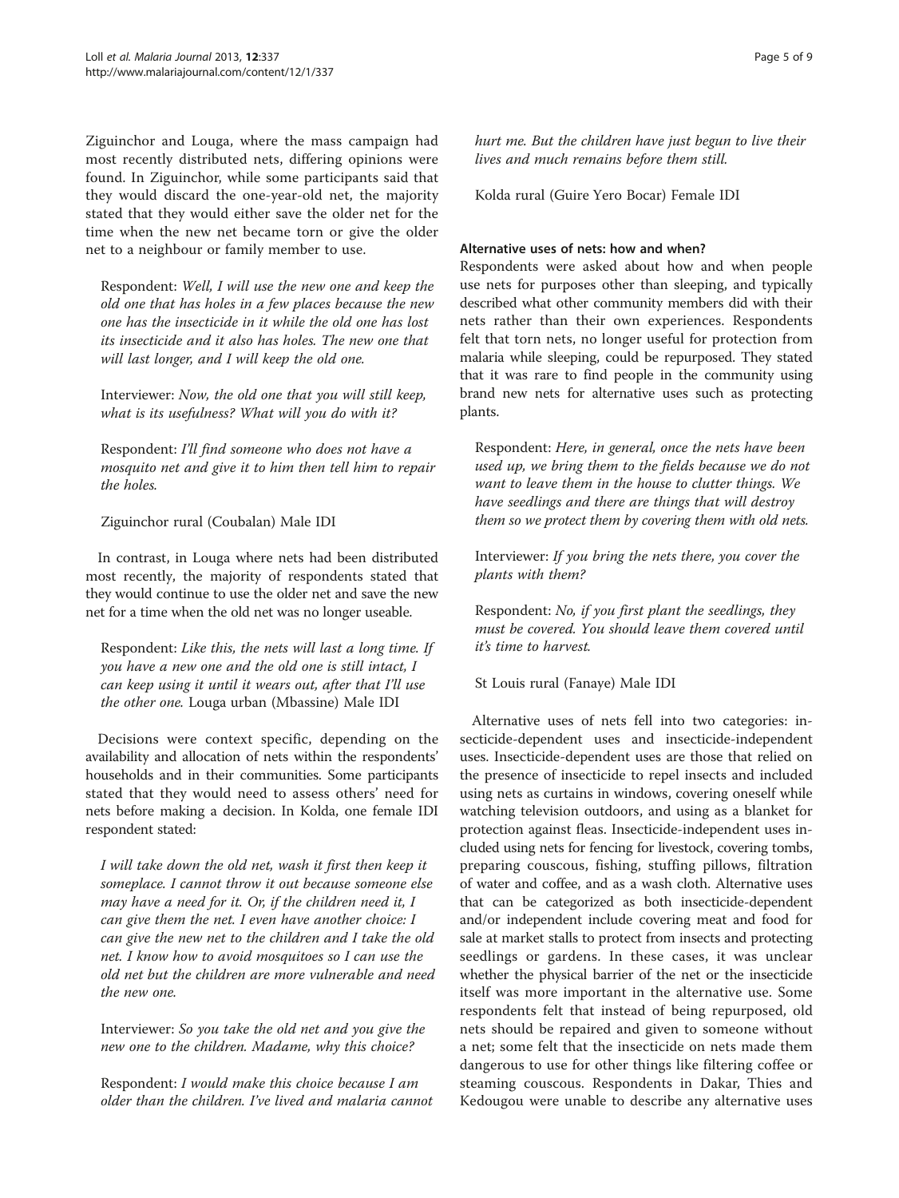Ziguinchor and Louga, where the mass campaign had most recently distributed nets, differing opinions were found. In Ziguinchor, while some participants said that they would discard the one-year-old net, the majority stated that they would either save the older net for the time when the new net became torn or give the older net to a neighbour or family member to use.

> Respondent: *Well, I will use the new one and keep the old one that has holes in a few places because the new one has the insecticide in it while the old one has lost its insecticide and it also has holes. The new one that will last longer, and I will keep the old one.*
>
> Interviewer: *Now, the old one that you will still keep, what is its usefulness? What will you do with it?*
>
> Respondent: *I'll find someone who does not have a mosquito net and give it to him then tell him to repair the holes.*
>
> Ziguinchor rural (Coubalan) Male IDI

In contrast, in Louga where nets had been distributed most recently, the majority of respondents stated that they would continue to use the older net and save the new net for a time when the old net was no longer useable.

> Respondent: *Like this, the nets will last a long time. If you have a new one and the old one is still intact, I can keep using it until it wears out, after that I'll use the other one.* Louga urban (Mbassine) Male IDI

Decisions were context specific, depending on the availability and allocation of nets within the respondents' households and in their communities. Some participants stated that they would need to assess others' need for nets before making a decision. In Kolda, one female IDI respondent stated:

> *I will take down the old net, wash it first then keep it someplace. I cannot throw it out because someone else may have a need for it. Or, if the children need it, I can give them the net. I even have another choice: I can give the new net to the children and I take the old net. I know how to avoid mosquitoes so I can use the old net but the children are more vulnerable and need the new one.*
>
> Interviewer: *So you take the old net and you give the new one to the children. Madame, why this choice?*
>
> Respondent: *I would make this choice because I am older than the children. I've lived and malaria cannot hurt me. But the children have just begun to live their lives and much remains before them still.*
>
> Kolda rural (Guire Yero Bocar) Female IDI

### Alternative uses of nets: how and when?

Respondents were asked about how and when people use nets for purposes other than sleeping, and typically described what other community members did with their nets rather than their own experiences. Respondents felt that torn nets, no longer useful for protection from malaria while sleeping, could be repurposed. They stated that it was rare to find people in the community using brand new nets for alternative uses such as protecting plants.

> Respondent: *Here, in general, once the nets have been used up, we bring them to the fields because we do not want to leave them in the house to clutter things. We have seedlings and there are things that will destroy them so we protect them by covering them with old nets.*
>
> Interviewer: *If you bring the nets there, you cover the plants with them?*
>
> Respondent: *No, if you first plant the seedlings, they must be covered. You should leave them covered until it's time to harvest.*
>
> St Louis rural (Fanaye) Male IDI

Alternative uses of nets fell into two categories: insecticide-dependent uses and insecticide-independent uses. Insecticide-dependent uses are those that relied on the presence of insecticide to repel insects and included using nets as curtains in windows, covering oneself while watching television outdoors, and using as a blanket for protection against fleas. Insecticide-independent uses included using nets for fencing for livestock, covering tombs, preparing couscous, fishing, stuffing pillows, filtration of water and coffee, and as a wash cloth. Alternative uses that can be categorized as both insecticide-dependent and/or independent include covering meat and food for sale at market stalls to protect from insects and protecting seedlings or gardens. In these cases, it was unclear whether the physical barrier of the net or the insecticide itself was more important in the alternative use. Some respondents felt that instead of being repurposed, old nets should be repaired and given to someone without a net; some felt that the insecticide on nets made them dangerous to use for other things like filtering coffee or steaming couscous. Respondents in Dakar, Thies and Kedougou were unable to describe any alternative uses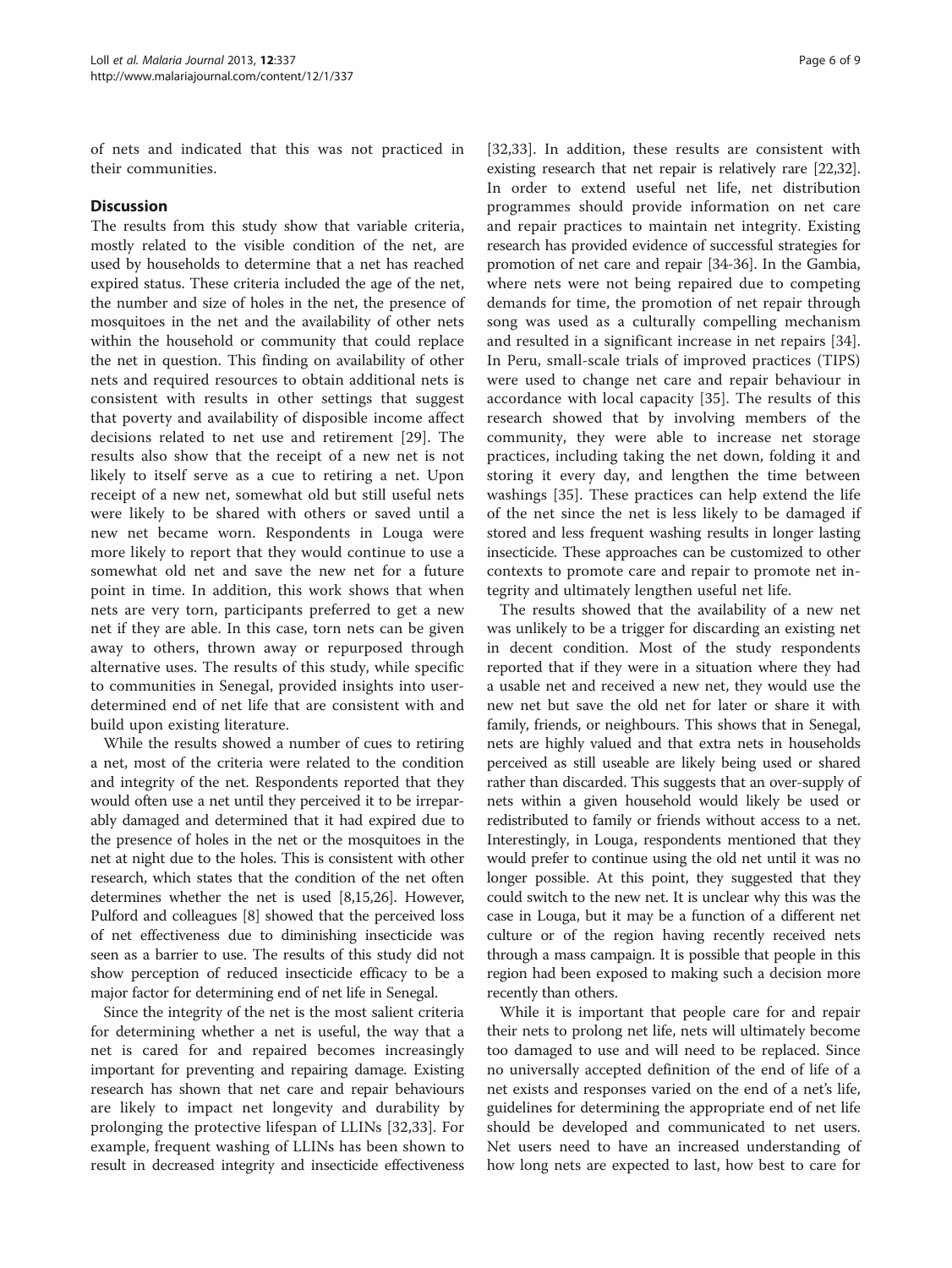of nets and indicated that this was not practiced in their communities.

## Discussion

The results from this study show that variable criteria, mostly related to the visible condition of the net, are used by households to determine that a net has reached expired status. These criteria included the age of the net, the number and size of holes in the net, the presence of mosquitoes in the net and the availability of other nets within the household or community that could replace the net in question. This finding on availability of other nets and required resources to obtain additional nets is consistent with results in other settings that suggest that poverty and availability of disposible income affect decisions related to net use and retirement [29]. The results also show that the receipt of a new net is not likely to itself serve as a cue to retiring a net. Upon receipt of a new net, somewhat old but still useful nets were likely to be shared with others or saved until a new net became worn. Respondents in Louga were more likely to report that they would continue to use a somewhat old net and save the new net for a future point in time. In addition, this work shows that when nets are very torn, participants preferred to get a new net if they are able. In this case, torn nets can be given away to others, thrown away or repurposed through alternative uses. The results of this study, while specific to communities in Senegal, provided insights into user-determined end of net life that are consistent with and build upon existing literature.

While the results showed a number of cues to retiring a net, most of the criteria were related to the condition and integrity of the net. Respondents reported that they would often use a net until they perceived it to be irreparably damaged and determined that it had expired due to the presence of holes in the net or the mosquitoes in the net at night due to the holes. This is consistent with other research, which states that the condition of the net often determines whether the net is used [8,15,26]. However, Pulford and colleagues [8] showed that the perceived loss of net effectiveness due to diminishing insecticide was seen as a barrier to use. The results of this study did not show perception of reduced insecticide efficacy to be a major factor for determining end of net life in Senegal.

Since the integrity of the net is the most salient criteria for determining whether a net is useful, the way that a net is cared for and repaired becomes increasingly important for preventing and repairing damage. Existing research has shown that net care and repair behaviours are likely to impact net longevity and durability by prolonging the protective lifespan of LLINs [32,33]. For example, frequent washing of LLINs has been shown to result in decreased integrity and insecticide effectiveness [32,33]. In addition, these results are consistent with existing research that net repair is relatively rare [22,32]. In order to extend useful net life, net distribution programmes should provide information on net care and repair practices to maintain net integrity. Existing research has provided evidence of successful strategies for promotion of net care and repair [34-36]. In the Gambia, where nets were not being repaired due to competing demands for time, the promotion of net repair through song was used as a culturally compelling mechanism and resulted in a significant increase in net repairs [34]. In Peru, small-scale trials of improved practices (TIPS) were used to change net care and repair behaviour in accordance with local capacity [35]. The results of this research showed that by involving members of the community, they were able to increase net storage practices, including taking the net down, folding it and storing it every day, and lengthen the time between washings [35]. These practices can help extend the life of the net since the net is less likely to be damaged if stored and less frequent washing results in longer lasting insecticide. These approaches can be customized to other contexts to promote care and repair to promote net integrity and ultimately lengthen useful net life.

The results showed that the availability of a new net was unlikely to be a trigger for discarding an existing net in decent condition. Most of the study respondents reported that if they were in a situation where they had a usable net and received a new net, they would use the new net but save the old net for later or share it with family, friends, or neighbours. This shows that in Senegal, nets are highly valued and that extra nets in households perceived as still useable are likely being used or shared rather than discarded. This suggests that an over-supply of nets within a given household would likely be used or redistributed to family or friends without access to a net. Interestingly, in Louga, respondents mentioned that they would prefer to continue using the old net until it was no longer possible. At this point, they suggested that they could switch to the new net. It is unclear why this was the case in Louga, but it may be a function of a different net culture or of the region having recently received nets through a mass campaign. It is possible that people in this region had been exposed to making such a decision more recently than others.

While it is important that people care for and repair their nets to prolong net life, nets will ultimately become too damaged to use and will need to be replaced. Since no universally accepted definition of the end of life of a net exists and responses varied on the end of a net's life, guidelines for determining the appropriate end of net life should be developed and communicated to net users. Net users need to have an increased understanding of how long nets are expected to last, how best to care for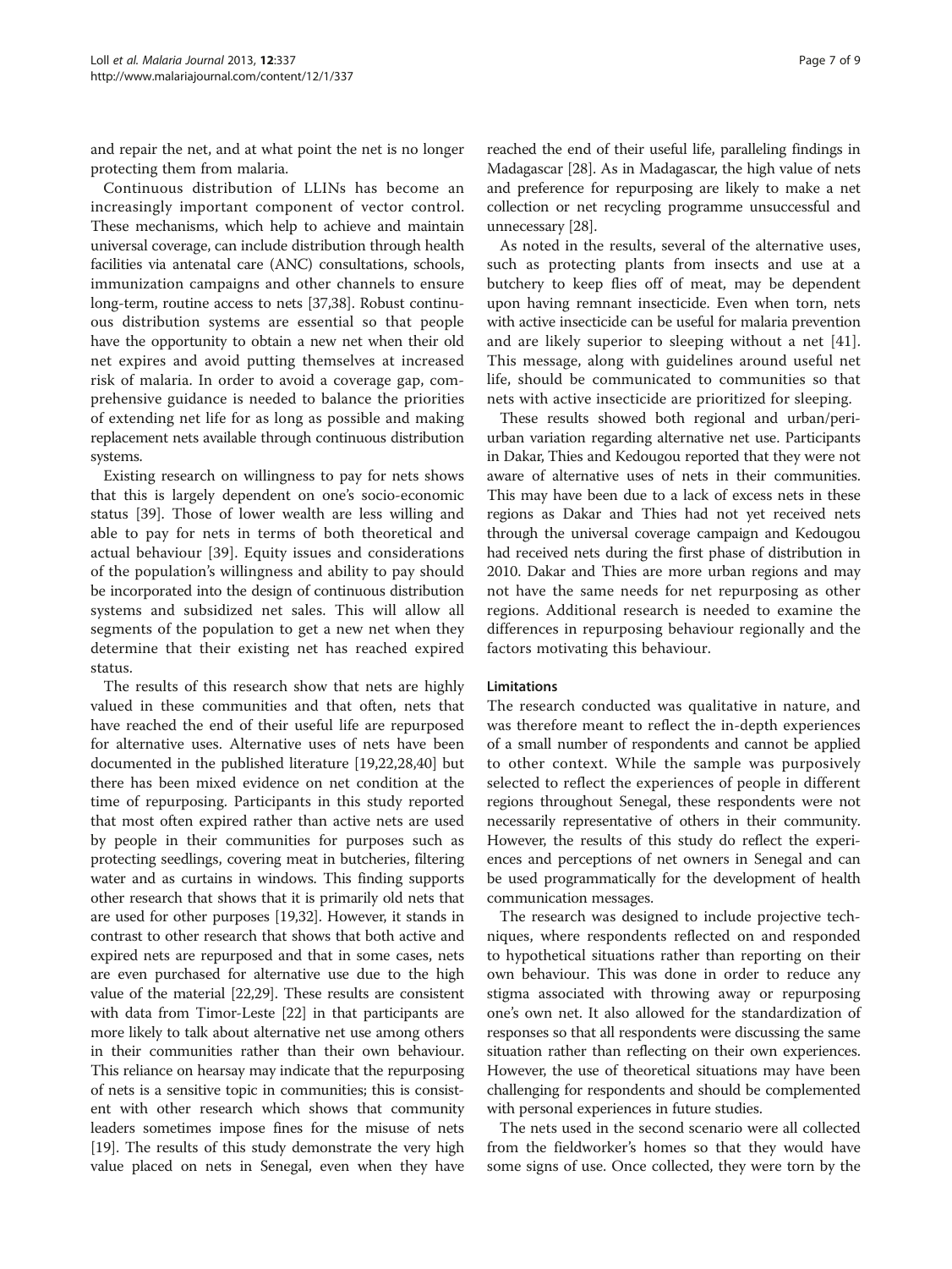and repair the net, and at what point the net is no longer protecting them from malaria.

Continuous distribution of LLINs has become an increasingly important component of vector control. These mechanisms, which help to achieve and maintain universal coverage, can include distribution through health facilities via antenatal care (ANC) consultations, schools, immunization campaigns and other channels to ensure long-term, routine access to nets [37,38]. Robust continuous distribution systems are essential so that people have the opportunity to obtain a new net when their old net expires and avoid putting themselves at increased risk of malaria. In order to avoid a coverage gap, comprehensive guidance is needed to balance the priorities of extending net life for as long as possible and making replacement nets available through continuous distribution systems.

Existing research on willingness to pay for nets shows that this is largely dependent on one's socio-economic status [39]. Those of lower wealth are less willing and able to pay for nets in terms of both theoretical and actual behaviour [39]. Equity issues and considerations of the population's willingness and ability to pay should be incorporated into the design of continuous distribution systems and subsidized net sales. This will allow all segments of the population to get a new net when they determine that their existing net has reached expired status.

The results of this research show that nets are highly valued in these communities and that often, nets that have reached the end of their useful life are repurposed for alternative uses. Alternative uses of nets have been documented in the published literature [19,22,28,40] but there has been mixed evidence on net condition at the time of repurposing. Participants in this study reported that most often expired rather than active nets are used by people in their communities for purposes such as protecting seedlings, covering meat in butcheries, filtering water and as curtains in windows. This finding supports other research that shows that it is primarily old nets that are used for other purposes [19,32]. However, it stands in contrast to other research that shows that both active and expired nets are repurposed and that in some cases, nets are even purchased for alternative use due to the high value of the material [22,29]. These results are consistent with data from Timor-Leste [22] in that participants are more likely to talk about alternative net use among others in their communities rather than their own behaviour. This reliance on hearsay may indicate that the repurposing of nets is a sensitive topic in communities; this is consistent with other research which shows that community leaders sometimes impose fines for the misuse of nets [19]. The results of this study demonstrate the very high value placed on nets in Senegal, even when they have reached the end of their useful life, paralleling findings in Madagascar [28]. As in Madagascar, the high value of nets and preference for repurposing are likely to make a net collection or net recycling programme unsuccessful and unnecessary [28].

As noted in the results, several of the alternative uses, such as protecting plants from insects and use at a butchery to keep flies off of meat, may be dependent upon having remnant insecticide. Even when torn, nets with active insecticide can be useful for malaria prevention and are likely superior to sleeping without a net [41]. This message, along with guidelines around useful net life, should be communicated to communities so that nets with active insecticide are prioritized for sleeping.

These results showed both regional and urban/peri-urban variation regarding alternative net use. Participants in Dakar, Thies and Kedougou reported that they were not aware of alternative uses of nets in their communities. This may have been due to a lack of excess nets in these regions as Dakar and Thies had not yet received nets through the universal coverage campaign and Kedougou had received nets during the first phase of distribution in 2010. Dakar and Thies are more urban regions and may not have the same needs for net repurposing as other regions. Additional research is needed to examine the differences in repurposing behaviour regionally and the factors motivating this behaviour.

### Limitations

The research conducted was qualitative in nature, and was therefore meant to reflect the in-depth experiences of a small number of respondents and cannot be applied to other context. While the sample was purposively selected to reflect the experiences of people in different regions throughout Senegal, these respondents were not necessarily representative of others in their community. However, the results of this study do reflect the experiences and perceptions of net owners in Senegal and can be used programmatically for the development of health communication messages.

The research was designed to include projective techniques, where respondents reflected on and responded to hypothetical situations rather than reporting on their own behaviour. This was done in order to reduce any stigma associated with throwing away or repurposing one's own net. It also allowed for the standardization of responses so that all respondents were discussing the same situation rather than reflecting on their own experiences. However, the use of theoretical situations may have been challenging for respondents and should be complemented with personal experiences in future studies.

The nets used in the second scenario were all collected from the fieldworker's homes so that they would have some signs of use. Once collected, they were torn by the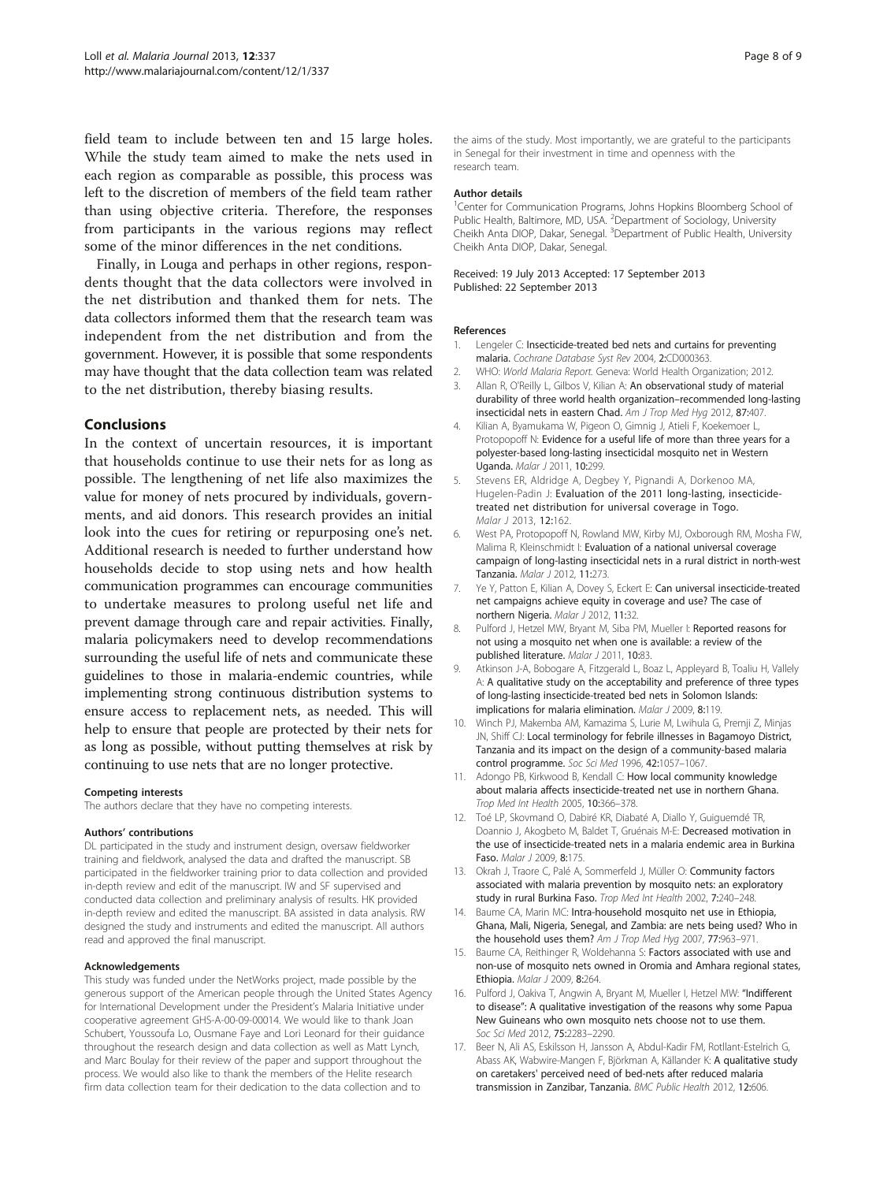field team to include between ten and 15 large holes. While the study team aimed to make the nets used in each region as comparable as possible, this process was left to the discretion of members of the field team rather than using objective criteria. Therefore, the responses from participants in the various regions may reflect some of the minor differences in the net conditions.

Finally, in Louga and perhaps in other regions, respondents thought that the data collectors were involved in the net distribution and thanked them for nets. The data collectors informed them that the research team was independent from the net distribution and from the government. However, it is possible that some respondents may have thought that the data collection team was related to the net distribution, thereby biasing results.

## Conclusions

In the context of uncertain resources, it is important that households continue to use their nets for as long as possible. The lengthening of net life also maximizes the value for money of nets procured by individuals, governments, and aid donors. This research provides an initial look into the cues for retiring or repurposing one's net. Additional research is needed to further understand how households decide to stop using nets and how health communication programmes can encourage communities to undertake measures to prolong useful net life and prevent damage through care and repair activities. Finally, malaria policymakers need to develop recommendations surrounding the useful life of nets and communicate these guidelines to those in malaria-endemic countries, while implementing strong continuous distribution systems to ensure access to replacement nets, as needed. This will help to ensure that people are protected by their nets for as long as possible, without putting themselves at risk by continuing to use nets that are no longer protective.

#### Competing interests

The authors declare that they have no competing interests.

#### Authors' contributions

DL participated in the study and instrument design, oversaw fieldworker training and fieldwork, analysed the data and drafted the manuscript. SB participated in the fieldworker training prior to data collection and provided in-depth review and edit of the manuscript. IW and SF supervised and conducted data collection and preliminary analysis of results. HK provided in-depth review and edited the manuscript. BA assisted in data analysis. RW designed the study and instruments and edited the manuscript. All authors read and approved the final manuscript.

#### Acknowledgements

This study was funded under the NetWorks project, made possible by the generous support of the American people through the United States Agency for International Development under the President's Malaria Initiative under cooperative agreement GHS-A-00-09-00014. We would like to thank Joan Schubert, Youssoufa Lo, Ousmane Faye and Lori Leonard for their guidance throughout the research design and data collection as well as Matt Lynch, and Marc Boulay for their review of the paper and support throughout the process. We would also like to thank the members of the Helite research firm data collection team for their dedication to the data collection and to the aims of the study. Most importantly, we are grateful to the participants in Senegal for their investment in time and openness with the research team.

#### Author details

[1]Center for Communication Programs, Johns Hopkins Bloomberg School of Public Health, Baltimore, MD, USA. [2]Department of Sociology, University Cheikh Anta DIOP, Dakar, Senegal. [3]Department of Public Health, University Cheikh Anta DIOP, Dakar, Senegal.

Received: 19 July 2013 Accepted: 17 September 2013
Published: 22 September 2013

#### References

1. Lengeler C: Insecticide-treated bed nets and curtains for preventing malaria. *Cochrane Database Syst Rev* 2004, 2:CD000363.
2. WHO: *World Malaria Report*. Geneva: World Health Organization; 2012.
3. Allan R, O'Reilly L, Gilbos V, Kilian A: An observational study of material durability of three world health organization–recommended long-lasting insecticidal nets in eastern Chad. *Am J Trop Med Hyg* 2012, 87:407.
4. Kilian A, Byamukama W, Pigeon O, Gimnig J, Atieli F, Koekemoer L, Protopopoff N: Evidence for a useful life of more than three years for a polyester-based long-lasting insecticidal mosquito net in Western Uganda. *Malar J* 2011, 10:299.
5. Stevens ER, Aldridge A, Degbey Y, Pignandi A, Dorkenoo MA, Hugelen-Padin J: Evaluation of the 2011 long-lasting, insecticide-treated net distribution for universal coverage in Togo. *Malar J* 2013, 12:162.
6. West PA, Protopopoff N, Rowland MW, Kirby MJ, Oxborough RM, Mosha FW, Malima R, Kleinschmidt I: Evaluation of a national universal coverage campaign of long-lasting insecticidal nets in a rural district in north-west Tanzania. *Malar J* 2012, 11:273.
7. Ye Y, Patton E, Kilian A, Dovey S, Eckert E: Can universal insecticide-treated net campaigns achieve equity in coverage and use? The case of northern Nigeria. *Malar J* 2012, 11:32.
8. Pulford J, Hetzel MW, Bryant M, Siba PM, Mueller I: Reported reasons for not using a mosquito net when one is available: a review of the published literature. *Malar J* 2011, 10:83.
9. Atkinson J-A, Bobogare A, Fitzgerald L, Boaz L, Appleyard B, Toaliu H, Vallely A: A qualitative study on the acceptability and preference of three types of long-lasting insecticide-treated bed nets in Solomon Islands: implications for malaria elimination. *Malar J* 2009, 8:119.
10. Winch PJ, Makemba AM, Kamazima S, Lurie M, Lwihula G, Premji Z, Minjas JN, Shiff CJ: Local terminology for febrile illnesses in Bagamoyo District, Tanzania and its impact on the design of a community-based malaria control programme. *Soc Sci Med* 1996, 42:1057–1067.
11. Adongo PB, Kirkwood B, Kendall C: How local community knowledge about malaria affects insecticide-treated net use in northern Ghana. *Trop Med Int Health* 2005, 10:366–378.
12. Toé LP, Skovmand O, Dabiré KR, Diabaté A, Diallo Y, Guiguemdé TR, Doannio J, Akogbeto M, Baldet T, Gruénais M-E: Decreased motivation in the use of insecticide-treated nets in a malaria endemic area in Burkina Faso. *Malar J* 2009, 8:175.
13. Okrah J, Traore C, Palé A, Sommerfeld J, Müller O: Community factors associated with malaria prevention by mosquito nets: an exploratory study in rural Burkina Faso. *Trop Med Int Health* 2002, 7:240–248.
14. Baume CA, Marin MC: Intra-household mosquito net use in Ethiopia, Ghana, Mali, Nigeria, Senegal, and Zambia: are nets being used? Who in the household uses them? *Am J Trop Med Hyg* 2007, 77:963–971.
15. Baume CA, Reithinger R, Woldehanna S: Factors associated with use and non-use of mosquito nets owned in Oromia and Amhara regional states, Ethiopia. *Malar J* 2009, 8:264.
16. Pulford J, Oakiva T, Angwin A, Bryant M, Mueller I, Hetzel MW: "Indifferent to disease": A qualitative investigation of the reasons why some Papua New Guineans who own mosquito nets choose not to use them. *Soc Sci Med* 2012, 75:2283–2290.
17. Beer N, Ali AS, Eskilsson H, Jansson A, Abdul-Kadir FM, Rotllant-Estelrich G, Abass AK, Wabwire-Mangen F, Björkman A, Källander K: A qualitative study on caretakers' perceived need of bed-nets after reduced malaria transmission in Zanzibar, Tanzania. *BMC Public Health* 2012, 12:606.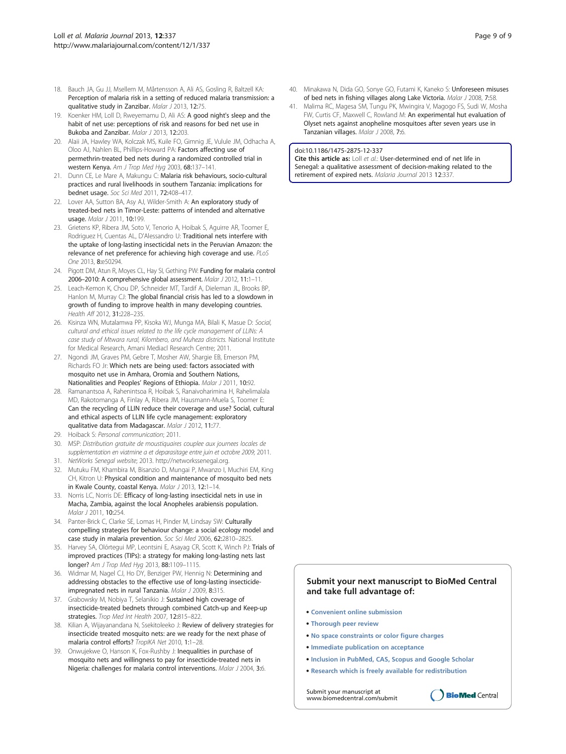18. Bauch JA, Gu JJ, Msellem M, Mårtensson A, Ali AS, Gosling R, Baltzell KA: Perception of malaria risk in a setting of reduced malaria transmission: a qualitative study in Zanzibar. *Malar J* 2013, 12:75.
19. Koenker HM, Loll D, Rweyemamu D, Ali AS: A good night's sleep and the habit of net use: perceptions of risk and reasons for bed net use in Bukoba and Zanzibar. *Malar J* 2013, 12:203.
20. Alaii JA, Hawley WA, Kolczak MS, Kuile FO, Gimnig JE, Vulule JM, Odhacha A, Oloo AJ, Nahlen BL, Phillips-Howard PA: Factors affecting use of permethrin-treated bed nets during a randomized controlled trial in western Kenya. *Am J Trop Med Hyg* 2003, 68:137–141.
21. Dunn CE, Le Mare A, Makungu C: Malaria risk behaviours, socio-cultural practices and rural livelihoods in southern Tanzania: implications for bednet usage. *Soc Sci Med* 2011, 72:408–417.
22. Lover AA, Sutton BA, Asy AJ, Wilder-Smith A: An exploratory study of treated-bed nets in Timor-Leste: patterns of intended and alternative usage. *Malar J* 2011, 10:199.
23. Grietens KP, Ribera JM, Soto V, Tenorio A, Hoibak S, Aguirre AR, Toomer E, Rodriguez H, Cuentas AL, D'Alessandro U: Traditional nets interfere with the uptake of long-lasting insecticidal nets in the Peruvian Amazon: the relevance of net preference for achieving high coverage and use. *PLoS One* 2013, 8:e50294.
24. Pigott DM, Atun R, Moyes CL, Hay SI, Gething PW: Funding for malaria control 2006–2010: A comprehensive global assessment. *Malar J* 2012, 11:1–11.
25. Leach-Kemon K, Chou DP, Schneider MT, Tardif A, Dieleman JL, Brooks BP, Hanlon M, Murray CJ: The global financial crisis has led to a slowdown in growth of funding to improve health in many developing countries. *Health Aff* 2012, 31:228–235.
26. Kisinza WN, Mutalamwa PP, Kisoka WJ, Munga MA, Bilali K, Masue D: *Social, cultural and ethical issues related to the life cycle management of LLINs: A case study of Mtwara rural, Kilombero, and Muheza districts.* National Institute for Medical Research, Amani Mediacl Research Centre; 2011.
27. Ngondi JM, Graves PM, Gebre T, Mosher AW, Shargie EB, Emerson PM, Richards FO Jr: Which nets are being used: factors associated with mosquito net use in Amhara, Oromia and Southern Nations, Nationalities and Peoples' Regions of Ethiopia. *Malar J* 2011, 10:92.
28. Ramanantsoa A, Rahenintsoa R, Hoibak S, Ranaivoharimina H, Rahelimalala MD, Rakotomanga A, Finlay A, Ribera JM, Hausmann-Muela S, Toomer E: Can the recycling of LLIN reduce their coverage and use? Social, cultural and ethical aspects of LLIN life cycle management: exploratory qualitative data from Madagascar. *Malar J* 2012, 11:77.
29. Hoiback S: *Personal communication*; 2011.
30. MSP: *Distribution gratuite de moustiquaires couplee aux journees locales de supplementation en viatmine a et deparasitage entre juin et octobre 2009*; 2011.
31. *NetWorks Senegal website*; 2013. http://networkssenegal.org.
32. Mutuku FM, Khambira M, Bisanzio D, Mungai P, Mwanzo I, Muchiri EM, King CH, Kitron U: Physical condition and maintenance of mosquito bed nets in Kwale County, coastal Kenya. *Malar J* 2013, 12:1–14.
33. Norris LC, Norris DE: Efficacy of long-lasting insecticidal nets in use in Macha, Zambia, against the local Anopheles arabiensis population. *Malar J* 2011, 10:254.
34. Panter-Brick C, Clarke SE, Lomas H, Pinder M, Lindsay SW: Culturally compelling strategies for behaviour change: a social ecology model and case study in malaria prevention. *Soc Sci Med* 2006, 62:2810–2825.
35. Harvey SA, Olórtegui MP, Leontsini E, Asayag CR, Scott K, Winch PJ: Trials of improved practices (TIPs): a strategy for making long-lasting nets last longer? *Am J Trop Med Hyg* 2013, 88:1109–1115.
36. Widmar M, Nagel CJ, Ho DY, Benziger PW, Hennig N: Determining and addressing obstacles to the effective use of long-lasting insecticide-impregnated nets in rural Tanzania. *Malar J* 2009, 8:315.
37. Grabowsky M, Nobiya T, Selanikio J: Sustained high coverage of insecticide-treated bednets through combined Catch-up and Keep-up strategies. *Trop Med Int Health* 2007, 12:815–822.
38. Kilian A, Wijayanandana N, Ssekitoleeko J: Review of delivery strategies for insecticide treated mosquito nets: are we ready for the next phase of malaria control efforts? *TropIKA Net* 2010, 1:1–28.
39. Onwujekwe O, Hanson K, Fox-Rushby J: Inequalities in purchase of mosquito nets and willingness to pay for insecticide-treated nets in Nigeria: challenges for malaria control interventions. *Malar J* 2004, 3:6.
40. Minakawa N, Dida GO, Sonye GO, Futami K, Kaneko S: Unforeseen misuses of bed nets in fishing villages along Lake Victoria. *Malar J* 2008, 7:58.
41. Malima RC, Magesa SM, Tungu PK, Mwingira V, Magogo FS, Sudi W, Mosha FW, Curtis CF, Maxwell C, Rowland M: An experimental hut evaluation of Olyset nets against anopheline mosquitoes after seven years use in Tanzanian villages. *Malar J* 2008, 7:6.

doi:10.1186/1475-2875-12-337

**Cite this article as:** Loll *et al.*: User-determined end of net life in Senegal: a qualitative assessment of decision-making related to the retirement of expired nets. *Malaria Journal* 2013 12:337.

**Submit your next manuscript to BioMed Central and take full advantage of:**

- **Convenient online submission**
- **Thorough peer review**
- **No space constraints or color figure charges**
- **Immediate publication on acceptance**
- **Inclusion in PubMed, CAS, Scopus and Google Scholar**
- **Research which is freely available for redistribution**

Submit your manuscript at www.biomedcentral.com/submit

BioMed Central